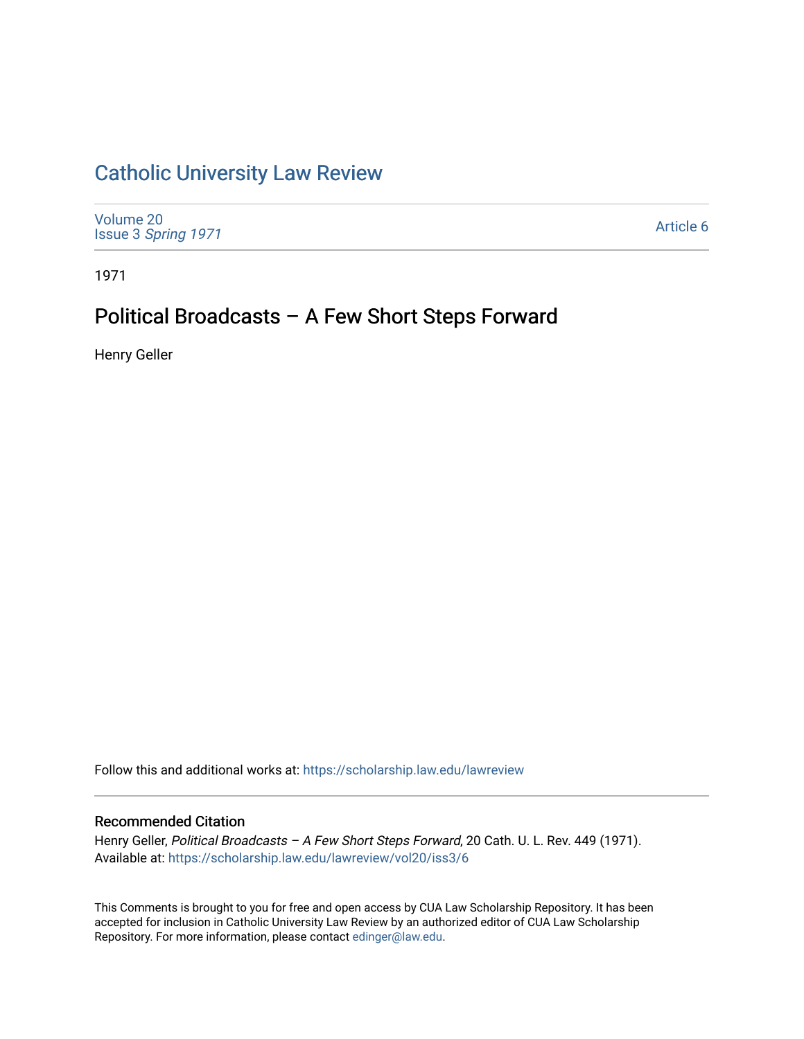# Catholic University Law Review

Volume 20
Issue 3 *Spring 1971*

Article 6

1971

## Political Broadcasts – A Few Short Steps Forward

Henry Geller

Follow this and additional works at: https://scholarship.law.edu/lawreview

### Recommended Citation

Henry Geller, *Political Broadcasts – A Few Short Steps Forward*, 20 Cath. U. L. Rev. 449 (1971).
Available at: https://scholarship.law.edu/lawreview/vol20/iss3/6

This Comments is brought to you for free and open access by CUA Law Scholarship Repository. It has been accepted for inclusion in Catholic University Law Review by an authorized editor of CUA Law Scholarship Repository. For more information, please contact edinger@law.edu.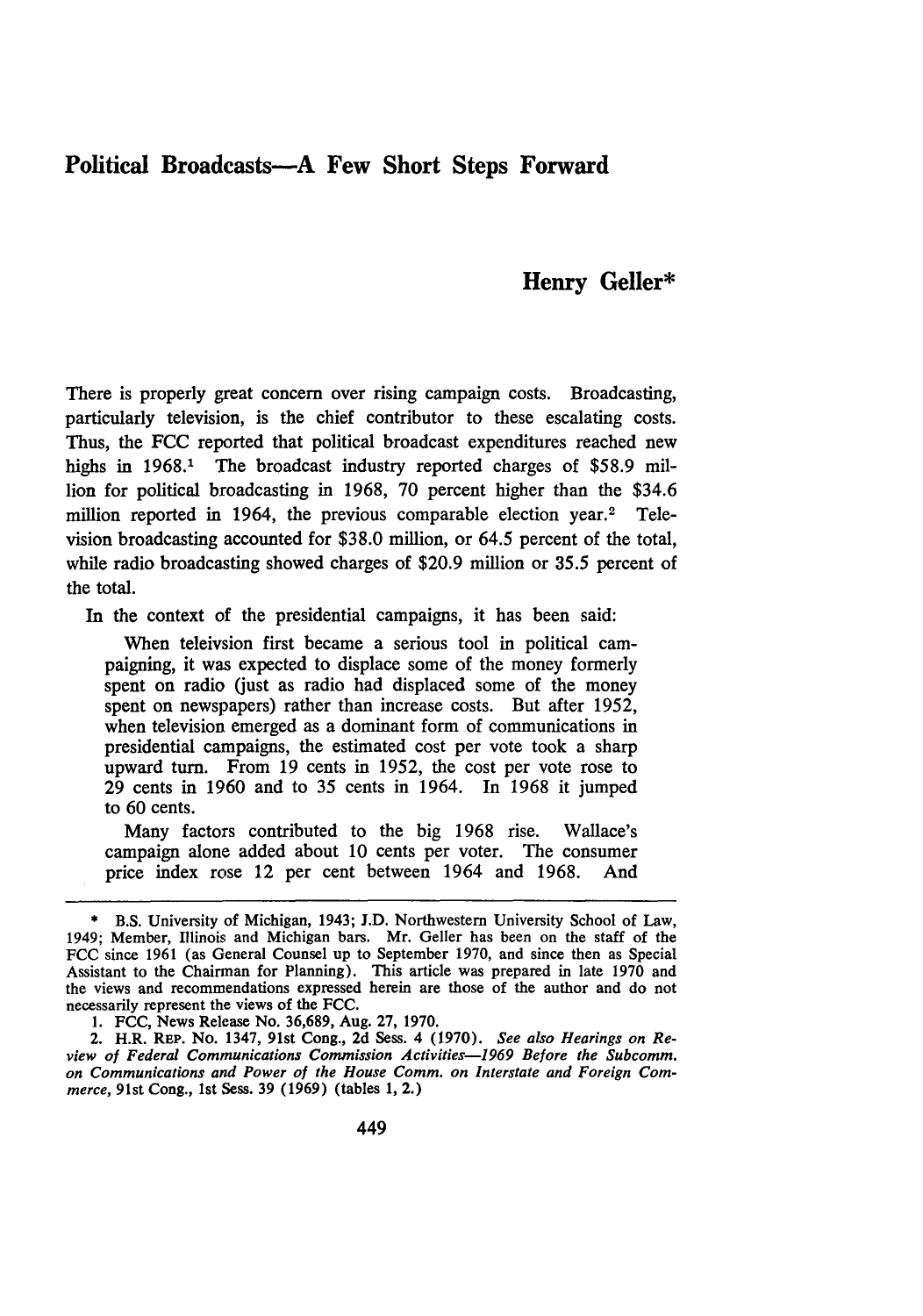# Political Broadcasts—A Few Short Steps Forward

## Henry Geller*

There is properly great concern over rising campaign costs. Broadcasting, particularly television, is the chief contributor to these escalating costs. Thus, the FCC reported that political broadcast expenditures reached new highs in 1968.[1] The broadcast industry reported charges of $58.9 million for political broadcasting in 1968, 70 percent higher than the $34.6 million reported in 1964, the previous comparable election year.[2] Television broadcasting accounted for $38.0 million, or 64.5 percent of the total, while radio broadcasting showed charges of $20.9 million or 35.5 percent of the total.

In the context of the presidential campaigns, it has been said:

> When teleivsion first became a serious tool in political campaigning, it was expected to displace some of the money formerly spent on radio (just as radio had displaced some of the money spent on newspapers) rather than increase costs. But after 1952, when television emerged as a dominant form of communications in presidential campaigns, the estimated cost per vote took a sharp upward turn. From 19 cents in 1952, the cost per vote rose to 29 cents in 1960 and to 35 cents in 1964. In 1968 it jumped to 60 cents.
>
> Many factors contributed to the big 1968 rise. Wallace's campaign alone added about 10 cents per voter. The consumer price index rose 12 per cent between 1964 and 1968. And

---

\* B.S. University of Michigan, 1943; J.D. Northwestern University School of Law, 1949; Member, Illinois and Michigan bars. Mr. Geller has been on the staff of the FCC since 1961 (as General Counsel up to September 1970, and since then as Special Assistant to the Chairman for Planning). This article was prepared in late 1970 and the views and recommendations expressed herein are those of the author and do not necessarily represent the views of the FCC.

1. FCC, News Release No. 36,689, Aug. 27, 1970.

2. H.R. REP. No. 1347, 91st Cong., 2d Sess. 4 (1970). *See also Hearings on Review of Federal Communications Commission Activities—1969 Before the Subcomm. on Communications and Power of the House Comm. on Interstate and Foreign Commerce*, 91st Cong., 1st Sess. 39 (1969) (tables 1, 2.)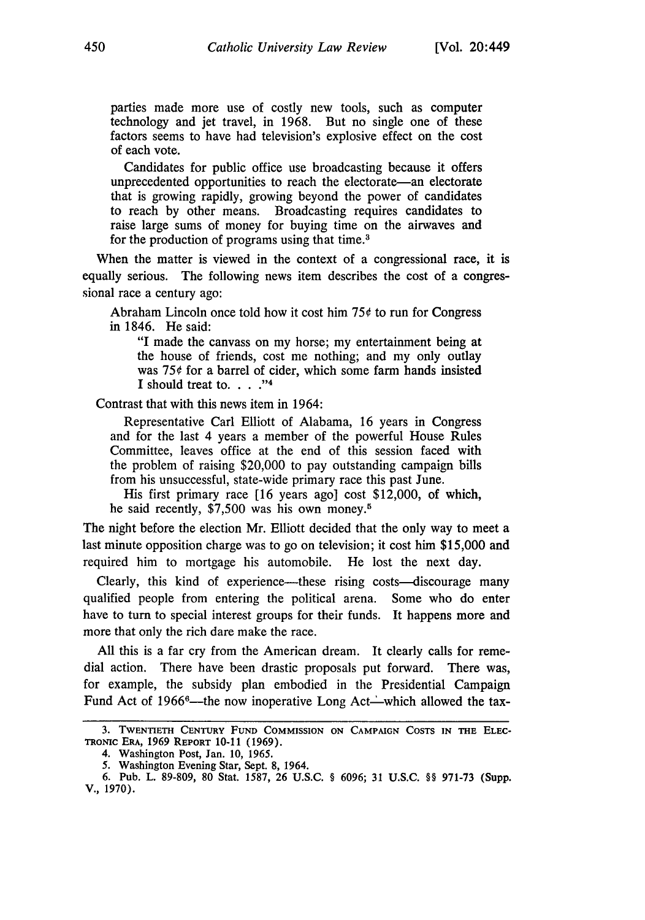parties made more use of costly new tools, such as computer technology and jet travel, in 1968. But no single one of these factors seems to have had television's explosive effect on the cost of each vote.

> Candidates for public office use broadcasting because it offers unprecedented opportunities to reach the electorate—an electorate that is growing rapidly, growing beyond the power of candidates to reach by other means. Broadcasting requires candidates to raise large sums of money for buying time on the airwaves and for the production of programs using that time.[3]

When the matter is viewed in the context of a congressional race, it is equally serious. The following news item describes the cost of a congressional race a century ago:

> Abraham Lincoln once told how it cost him 75¢ to run for Congress in 1846. He said:
>
> > "I made the canvass on my horse; my entertainment being at the house of friends, cost me nothing; and my only outlay was 75¢ for a barrel of cider, which some farm hands insisted I should treat to. . . ."[4]

Contrast that with this news item in 1964:

> Representative Carl Elliott of Alabama, 16 years in Congress and for the last 4 years a member of the powerful House Rules Committee, leaves office at the end of this session faced with the problem of raising $20,000 to pay outstanding campaign bills from his unsuccessful, state-wide primary race this past June.
>
> His first primary race [16 years ago] cost $12,000, of which, he said recently, $7,500 was his own money.[5]

The night before the election Mr. Elliott decided that the only way to meet a last minute opposition charge was to go on television; it cost him $15,000 and required him to mortgage his automobile. He lost the next day.

Clearly, this kind of experience—these rising costs—discourage many qualified people from entering the political arena. Some who do enter have to turn to special interest groups for their funds. It happens more and more that only the rich dare make the race.

All this is a far cry from the American dream. It clearly calls for remedial action. There have been drastic proposals put forward. There was, for example, the subsidy plan embodied in the Presidential Campaign Fund Act of 1966[6]—the now inoperative Long Act—which allowed the tax-

---

3. TWENTIETH CENTURY FUND COMMISSION ON CAMPAIGN COSTS IN THE ELECTRONIC ERA, 1969 REPORT 10-11 (1969).

4. Washington Post, Jan. 10, 1965.

5. Washington Evening Star, Sept. 8, 1964.

6. Pub. L. 89-809, 80 Stat. 1587, 26 U.S.C. § 6096; 31 U.S.C. §§ 971-73 (Supp. V., 1970).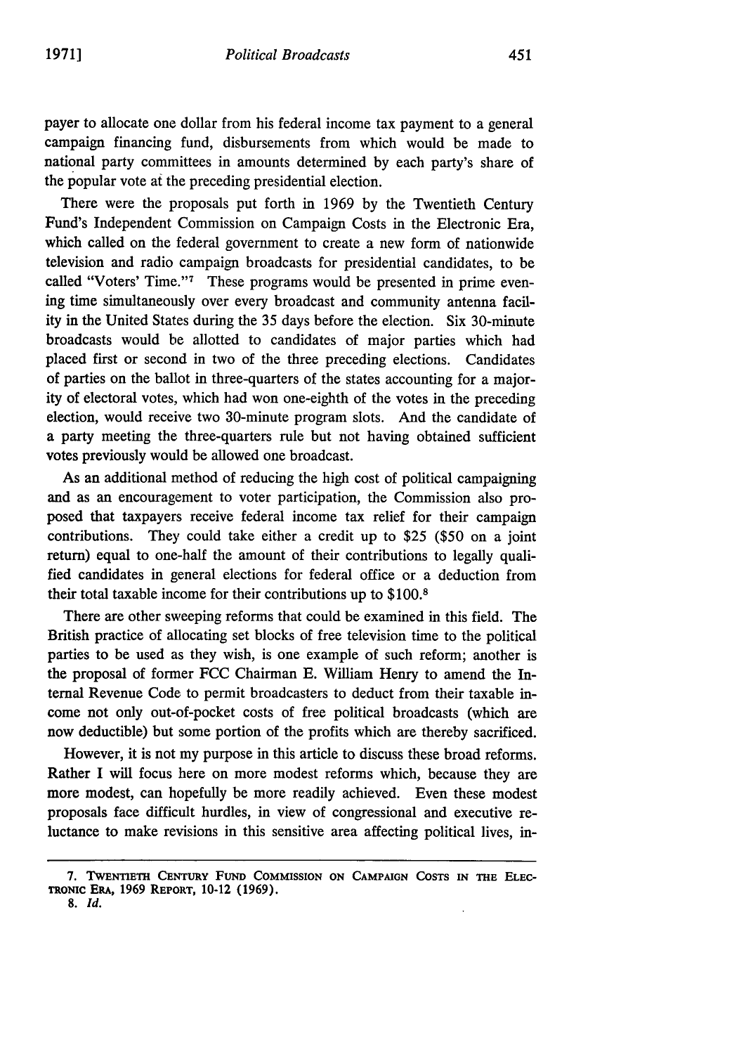payer to allocate one dollar from his federal income tax payment to a general campaign financing fund, disbursements from which would be made to national party committees in amounts determined by each party's share of the popular vote at the preceding presidential election.

There were the proposals put forth in 1969 by the Twentieth Century Fund's Independent Commission on Campaign Costs in the Electronic Era, which called on the federal government to create a new form of nationwide television and radio campaign broadcasts for presidential candidates, to be called "Voters' Time."[7] These programs would be presented in prime evening time simultaneously over every broadcast and community antenna facility in the United States during the 35 days before the election. Six 30-minute broadcasts would be allotted to candidates of major parties which had placed first or second in two of the three preceding elections. Candidates of parties on the ballot in three-quarters of the states accounting for a majority of electoral votes, which had won one-eighth of the votes in the preceding election, would receive two 30-minute program slots. And the candidate of a party meeting the three-quarters rule but not having obtained sufficient votes previously would be allowed one broadcast.

As an additional method of reducing the high cost of political campaigning and as an encouragement to voter participation, the Commission also proposed that taxpayers receive federal income tax relief for their campaign contributions. They could take either a credit up to $25 ($50 on a joint return) equal to one-half the amount of their contributions to legally qualified candidates in general elections for federal office or a deduction from their total taxable income for their contributions up to $100.[8]

There are other sweeping reforms that could be examined in this field. The British practice of allocating set blocks of free television time to the political parties to be used as they wish, is one example of such reform; another is the proposal of former FCC Chairman E. William Henry to amend the Internal Revenue Code to permit broadcasters to deduct from their taxable income not only out-of-pocket costs of free political broadcasts (which are now deductible) but some portion of the profits which are thereby sacrificed.

However, it is not my purpose in this article to discuss these broad reforms. Rather I will focus here on more modest reforms which, because they are more modest, can hopefully be more readily achieved. Even these modest proposals face difficult hurdles, in view of congressional and executive reluctance to make revisions in this sensitive area affecting political lives, in-

---

7. TWENTIETH CENTURY FUND COMMISSION ON CAMPAIGN COSTS IN THE ELECTRONIC ERA, 1969 REPORT, 10-12 (1969).

8. *Id.*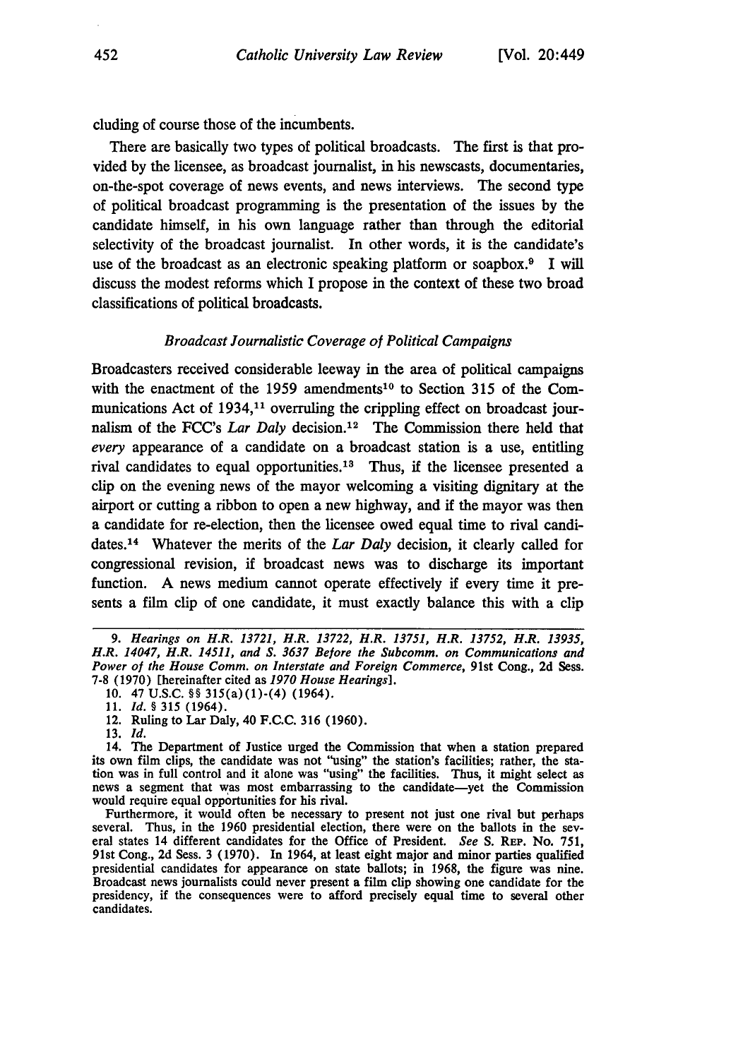cluding of course those of the incumbents.

There are basically two types of political broadcasts. The first is that provided by the licensee, as broadcast journalist, in his newscasts, documentaries, on-the-spot coverage of news events, and news interviews. The second type of political broadcast programming is the presentation of the issues by the candidate himself, in his own language rather than through the editorial selectivity of the broadcast journalist. In other words, it is the candidate's use of the broadcast as an electronic speaking platform or soapbox.[9] I will discuss the modest reforms which I propose in the context of these two broad classifications of political broadcasts.

### *Broadcast Journalistic Coverage of Political Campaigns*

Broadcasters received considerable leeway in the area of political campaigns with the enactment of the 1959 amendments[10] to Section 315 of the Communications Act of 1934,[11] overruling the crippling effect on broadcast journalism of the FCC's *Lar Daly* decision.[12] The Commission there held that *every* appearance of a candidate on a broadcast station is a use, entitling rival candidates to equal opportunities.[13] Thus, if the licensee presented a clip on the evening news of the mayor welcoming a visiting dignitary at the airport or cutting a ribbon to open a new highway, and if the mayor was then a candidate for re-election, then the licensee owed equal time to rival candidates.[14] Whatever the merits of the *Lar Daly* decision, it clearly called for congressional revision, if broadcast news was to discharge its important function. A news medium cannot operate effectively if every time it presents a film clip of one candidate, it must exactly balance this with a clip

---

9. *Hearings on H.R. 13721, H.R. 13722, H.R. 13751, H.R. 13752, H.R. 13935, H.R. 14047, H.R. 14511, and S. 3637 Before the Subcomm. on Communications and Power of the House Comm. on Interstate and Foreign Commerce*, 91st Cong., 2d Sess. 7-8 (1970) [hereinafter cited as *1970 House Hearings*].

10. 47 U.S.C. §§ 315(a)(1)-(4) (1964).

11. *Id.* § 315 (1964).

12. Ruling to Lar Daly, 40 F.C.C. 316 (1960).

13. *Id.*

14. The Department of Justice urged the Commission that when a station prepared its own film clips, the candidate was not "using" the station's facilities; rather, the station was in full control and it alone was "using" the facilities. Thus, it might select as news a segment that was most embarrassing to the candidate—yet the Commission would require equal opportunities for his rival.

Furthermore, it would often be necessary to present not just one rival but perhaps several. Thus, in the 1960 presidential election, there were on the ballots in the several states 14 different candidates for the Office of President. *See* S. REP. No. 751, 91st Cong., 2d Sess. 3 (1970). In 1964, at least eight major and minor parties qualified presidential candidates for appearance on state ballots; in 1968, the figure was nine. Broadcast news journalists could never present a film clip showing one candidate for the presidency, if the consequences were to afford precisely equal time to several other candidates.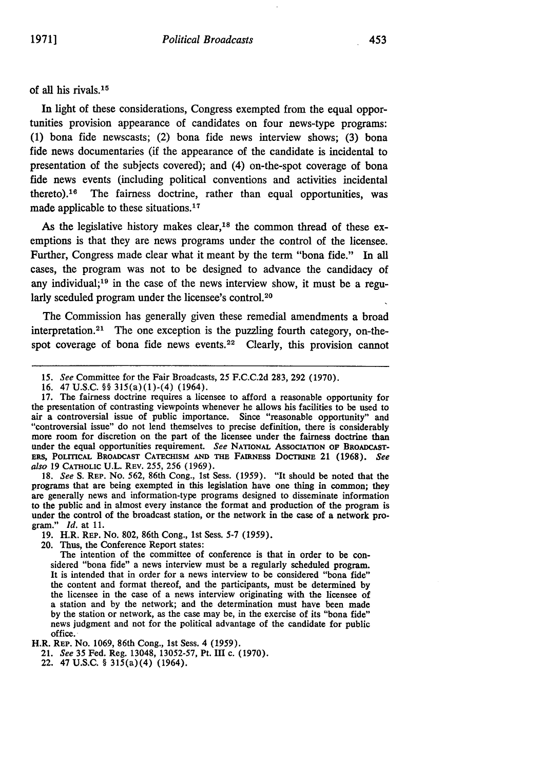of all his rivals.[15]

In light of these considerations, Congress exempted from the equal opportunities provision appearance of candidates on four news-type programs: (1) bona fide newscasts; (2) bona fide news interview shows; (3) bona fide news documentaries (if the appearance of the candidate is incidental to presentation of the subjects covered); and (4) on-the-spot coverage of bona fide news events (including political conventions and activities incidental thereto).[16] The fairness doctrine, rather than equal opportunities, was made applicable to these situations.[17]

As the legislative history makes clear,[18] the common thread of these exemptions is that they are news programs under the control of the licensee. Further, Congress made clear what it meant by the term "bona fide." In all cases, the program was not to be designed to advance the candidacy of any individual;[19] in the case of the news interview show, it must be a regularly sceduled program under the licensee's control.[20]

The Commission has generally given these remedial amendments a broad interpretation.[21] The one exception is the puzzling fourth category, on-the-spot coverage of bona fide news events.[22] Clearly, this provision cannot

---

15. *See* Committee for the Fair Broadcasts, 25 F.C.C.2d 283, 292 (1970).

16. 47 U.S.C. §§ 315(a)(1)-(4) (1964).

17. The fairness doctrine requires a licensee to afford a reasonable opportunity for the presentation of contrasting viewpoints whenever he allows his facilities to be used to air a controversial issue of public importance. Since "reasonable opportunity" and "controversial issue" do not lend themselves to precise definition, there is considerably more room for discretion on the part of the licensee under the fairness doctrine than under the equal opportunities requirement. *See* NATIONAL ASSOCIATION OF BROADCASTERS, POLITICAL BROADCAST CATECHISM AND THE FAIRNESS DOCTRINE 21 (1968). *See also* 19 CATHOLIC U.L. REV. 255, 256 (1969).

18. *See* S. REP. No. 562, 86th Cong., 1st Sess. (1959). "It should be noted that the programs that are being exempted in this legislation have one thing in common; they are generally news and information-type programs designed to disseminate information to the public and in almost every instance the format and production of the program is under the control of the broadcast station, or the network in the case of a network program." *Id.* at 11.

19. H.R. REP. No. 802, 86th Cong., 1st Sess. 5-7 (1959).

20. Thus, the Conference Report states:

> The intention of the committee of conference is that in order to be considered "bona fide" a news interview must be a regularly scheduled program. It is intended that in order for a news interview to be considered "bona fide" the content and format thereof, and the participants, must be determined by the licensee in the case of a news interview originating with the licensee of a station and by the network; and the determination must have been made by the station or network, as the case may be, in the exercise of its "bona fide" news judgment and not for the political advantage of the candidate for public office.

H.R. REP. No. 1069, 86th Cong., 1st Sess. 4 (1959).

21. *See* 35 Fed. Reg. 13048, 13052-57, Pt. III c. (1970).

22. 47 U.S.C. § 315(a)(4) (1964).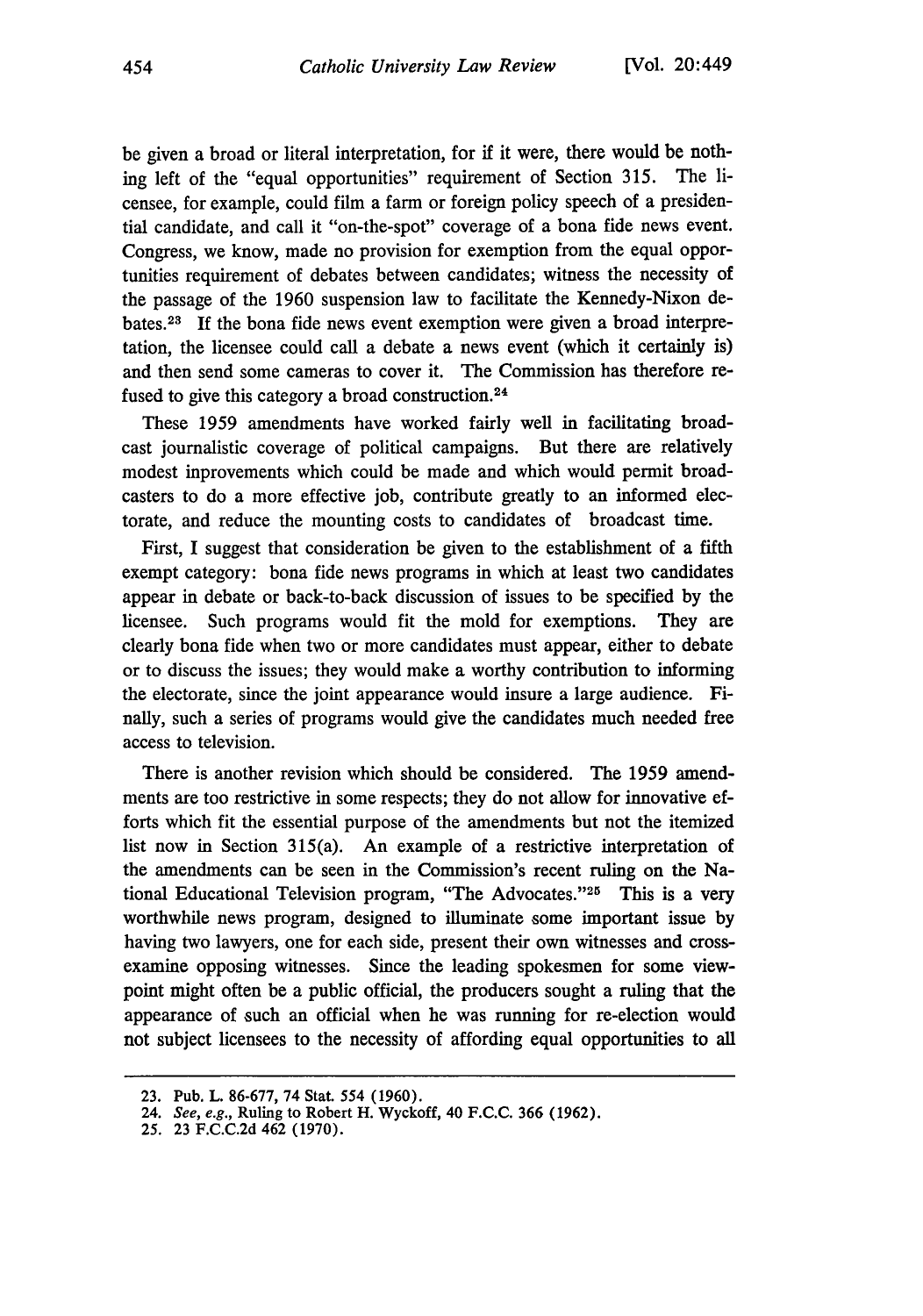be given a broad or literal interpretation, for if it were, there would be nothing left of the "equal opportunities" requirement of Section 315. The licensee, for example, could film a farm or foreign policy speech of a presidential candidate, and call it "on-the-spot" coverage of a bona fide news event. Congress, we know, made no provision for exemption from the equal opportunities requirement of debates between candidates; witness the necessity of the passage of the 1960 suspension law to facilitate the Kennedy-Nixon debates.[23] If the bona fide news event exemption were given a broad interpretation, the licensee could call a debate a news event (which it certainly is) and then send some cameras to cover it. The Commission has therefore refused to give this category a broad construction.[24]

These 1959 amendments have worked fairly well in facilitating broadcast journalistic coverage of political campaigns. But there are relatively modest inprovements which could be made and which would permit broadcasters to do a more effective job, contribute greatly to an informed electorate, and reduce the mounting costs to candidates of broadcast time.

First, I suggest that consideration be given to the establishment of a fifth exempt category: bona fide news programs in which at least two candidates appear in debate or back-to-back discussion of issues to be specified by the licensee. Such programs would fit the mold for exemptions. They are clearly bona fide when two or more candidates must appear, either to debate or to discuss the issues; they would make a worthy contribution to informing the electorate, since the joint appearance would insure a large audience. Finally, such a series of programs would give the candidates much needed free access to television.

There is another revision which should be considered. The 1959 amendments are too restrictive in some respects; they do not allow for innovative efforts which fit the essential purpose of the amendments but not the itemized list now in Section 315(a). An example of a restrictive interpretation of the amendments can be seen in the Commission's recent ruling on the National Educational Television program, "The Advocates."[25] This is a very worthwhile news program, designed to illuminate some important issue by having two lawyers, one for each side, present their own witnesses and cross-examine opposing witnesses. Since the leading spokesmen for some viewpoint might often be a public official, the producers sought a ruling that the appearance of such an official when he was running for re-election would not subject licensees to the necessity of affording equal opportunities to all

---

23. Pub. L. 86-677, 74 Stat. 554 (1960).
24. *See, e.g.*, Ruling to Robert H. Wyckoff, 40 F.C.C. 366 (1962).
25. 23 F.C.C.2d 462 (1970).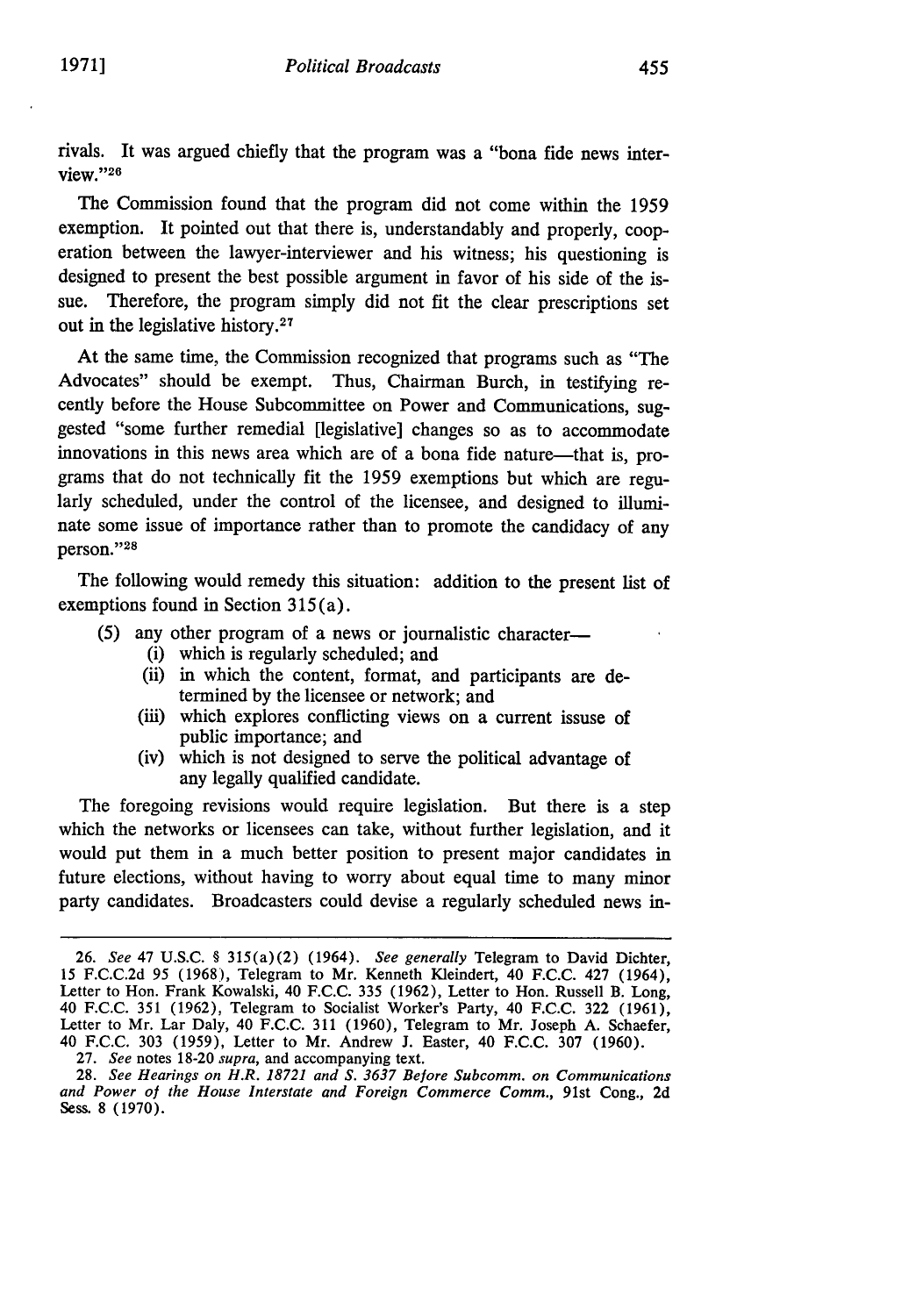rivals. It was argued chiefly that the program was a "bona fide news interview."[26]

The Commission found that the program did not come within the 1959 exemption. It pointed out that there is, understandably and properly, cooperation between the lawyer-interviewer and his witness; his questioning is designed to present the best possible argument in favor of his side of the issue. Therefore, the program simply did not fit the clear prescriptions set out in the legislative history.[27]

At the same time, the Commission recognized that programs such as "The Advocates" should be exempt. Thus, Chairman Burch, in testifying recently before the House Subcommittee on Power and Communications, suggested "some further remedial [legislative] changes so as to accommodate innovations in this news area which are of a bona fide nature—that is, programs that do not technically fit the 1959 exemptions but which are regularly scheduled, under the control of the licensee, and designed to illuminate some issue of importance rather than to promote the candidacy of any person."[28]

The following would remedy this situation: addition to the present list of exemptions found in Section 315(a).

(5) any other program of a news or journalistic character—
   (i) which is regularly scheduled; and
   (ii) in which the content, format, and participants are determined by the licensee or network; and
   (iii) which explores conflicting views on a current issue of public importance; and
   (iv) which is not designed to serve the political advantage of any legally qualified candidate.

The foregoing revisions would require legislation. But there is a step which the networks or licensees can take, without further legislation, and it would put them in a much better position to present major candidates in future elections, without having to worry about equal time to many minor party candidates. Broadcasters could devise a regularly scheduled news in-

---

26. *See* 47 U.S.C. § 315(a)(2) (1964). *See generally* Telegram to David Dichter, 15 F.C.C.2d 95 (1968), Telegram to Mr. Kenneth Kleindert, 40 F.C.C. 427 (1964), Letter to Hon. Frank Kowalski, 40 F.C.C. 335 (1962), Letter to Hon. Russell B. Long, 40 F.C.C. 351 (1962), Telegram to Socialist Worker's Party, 40 F.C.C. 322 (1961), Letter to Mr. Lar Daly, 40 F.C.C. 311 (1960), Telegram to Mr. Joseph A. Schaefer, 40 F.C.C. 303 (1959), Letter to Mr. Andrew J. Easter, 40 F.C.C. 307 (1960).

27. *See* notes 18-20 *supra*, and accompanying text.

28. *See Hearings on H.R. 18721 and S. 3637 Before Subcomm. on Communications and Power of the House Interstate and Foreign Commerce Comm.*, 91st Cong., 2d Sess. 8 (1970).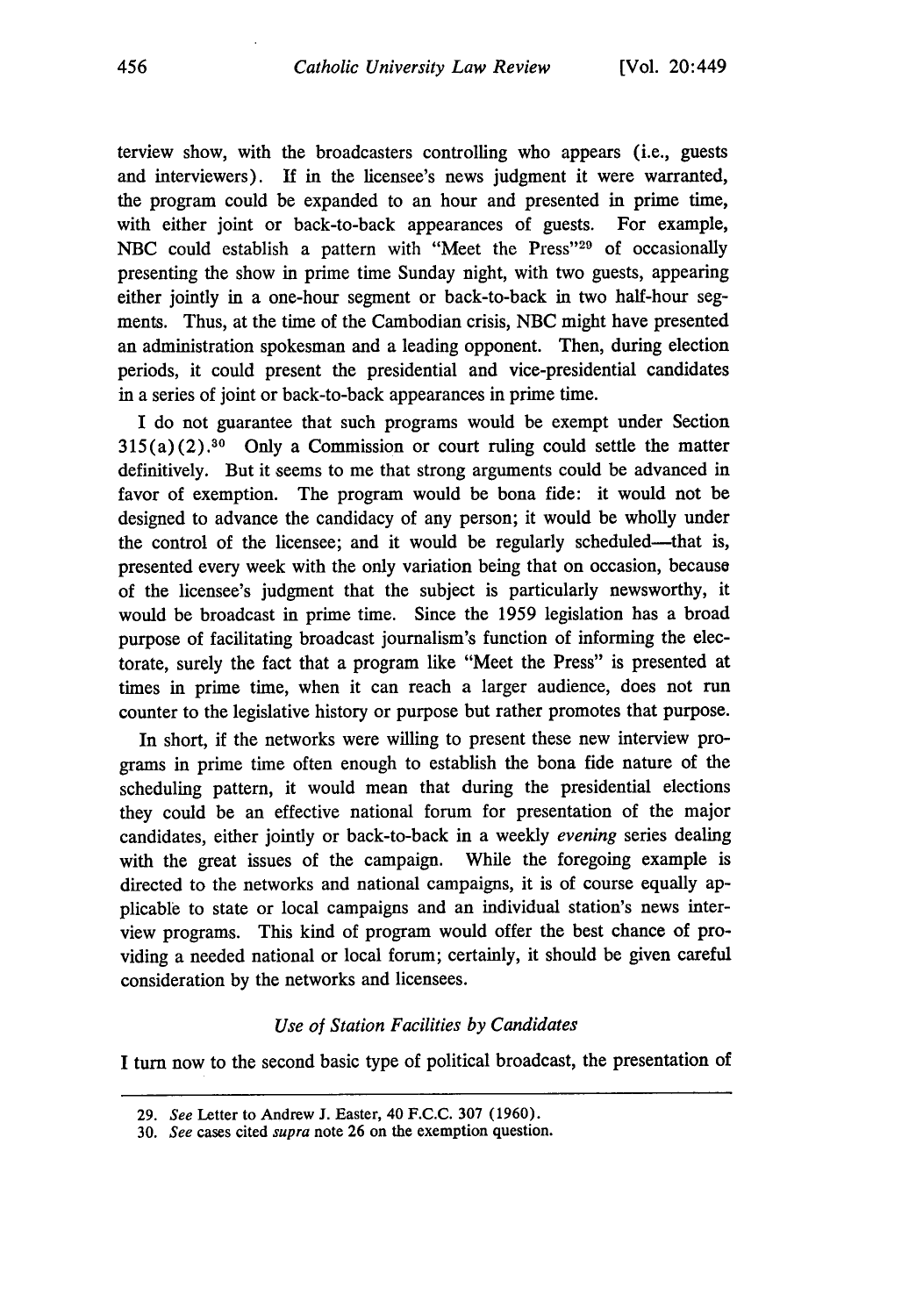terview show, with the broadcasters controlling who appears (i.e., guests and interviewers). If in the licensee's news judgment it were warranted, the program could be expanded to an hour and presented in prime time, with either joint or back-to-back appearances of guests. For example, NBC could establish a pattern with "Meet the Press"[29] of occasionally presenting the show in prime time Sunday night, with two guests, appearing either jointly in a one-hour segment or back-to-back in two half-hour segments. Thus, at the time of the Cambodian crisis, NBC might have presented an administration spokesman and a leading opponent. Then, during election periods, it could present the presidential and vice-presidential candidates in a series of joint or back-to-back appearances in prime time.

I do not guarantee that such programs would be exempt under Section 315(a)(2).[30] Only a Commission or court ruling could settle the matter definitively. But it seems to me that strong arguments could be advanced in favor of exemption. The program would be bona fide: it would not be designed to advance the candidacy of any person; it would be wholly under the control of the licensee; and it would be regularly scheduled—that is, presented every week with the only variation being that on occasion, because of the licensee's judgment that the subject is particularly newsworthy, it would be broadcast in prime time. Since the 1959 legislation has a broad purpose of facilitating broadcast journalism's function of informing the electorate, surely the fact that a program like "Meet the Press" is presented at times in prime time, when it can reach a larger audience, does not run counter to the legislative history or purpose but rather promotes that purpose.

In short, if the networks were willing to present these new interview programs in prime time often enough to establish the bona fide nature of the scheduling pattern, it would mean that during the presidential elections they could be an effective national forum for presentation of the major candidates, either jointly or back-to-back in a weekly *evening* series dealing with the great issues of the campaign. While the foregoing example is directed to the networks and national campaigns, it is of course equally applicable to state or local campaigns and an individual station's news interview programs. This kind of program would offer the best chance of providing a needed national or local forum; certainly, it should be given careful consideration by the networks and licensees.

### *Use of Station Facilities by Candidates*

I turn now to the second basic type of political broadcast, the presentation of

---

29. *See* Letter to Andrew J. Easter, 40 F.C.C. 307 (1960).

30. *See* cases cited *supra* note 26 on the exemption question.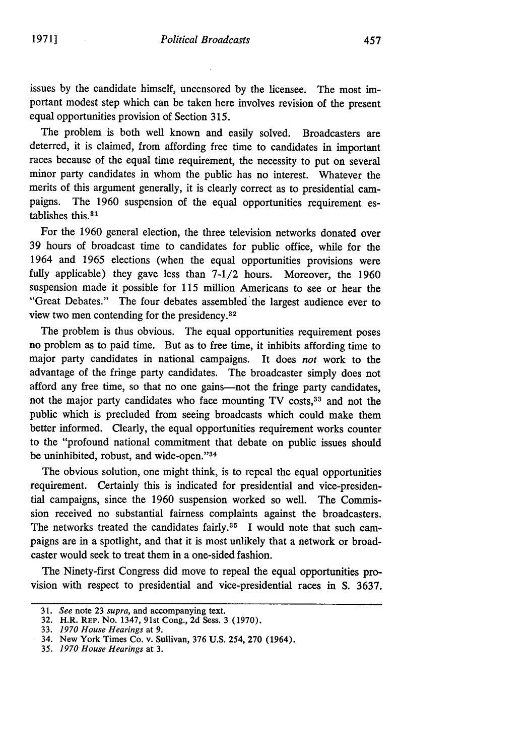issues by the candidate himself, uncensored by the licensee. The most important modest step which can be taken here involves revision of the present equal opportunities provision of Section 315.

The problem is both well known and easily solved. Broadcasters are deterred, it is claimed, from affording free time to candidates in important races because of the equal time requirement, the necessity to put on several minor party candidates in whom the public has no interest. Whatever the merits of this argument generally, it is clearly correct as to presidential campaigns. The 1960 suspension of the equal opportunities requirement establishes this.[31]

For the 1960 general election, the three television networks donated over 39 hours of broadcast time to candidates for public office, while for the 1964 and 1965 elections (when the equal opportunities provisions were fully applicable) they gave less than 7-1/2 hours. Moreover, the 1960 suspension made it possible for 115 million Americans to see or hear the "Great Debates." The four debates assembled the largest audience ever to view two men contending for the presidency.[32]

The problem is thus obvious. The equal opportunities requirement poses no problem as to paid time. But as to free time, it inhibits affording time to major party candidates in national campaigns. It does *not* work to the advantage of the fringe party candidates. The broadcaster simply does not afford any free time, so that no one gains—not the fringe party candidates, not the major party candidates who face mounting TV costs,[33] and not the public which is precluded from seeing broadcasts which could make them better informed. Clearly, the equal opportunities requirement works counter to the "profound national commitment that debate on public issues should be uninhibited, robust, and wide-open."[34]

The obvious solution, one might think, is to repeal the equal opportunities requirement. Certainly this is indicated for presidential and vice-presidential campaigns, since the 1960 suspension worked so well. The Commission received no substantial fairness complaints against the broadcasters. The networks treated the candidates fairly.[35] I would note that such campaigns are in a spotlight, and that it is most unlikely that a network or broadcaster would seek to treat them in a one-sided fashion.

The Ninety-first Congress did move to repeal the equal opportunities provision with respect to presidential and vice-presidential races in S. 3637.

---

31. *See* note 23 *supra*, and accompanying text.
32. H.R. REP. No. 1347, 91st Cong., 2d Sess. 3 (1970).
33. *1970 House Hearings* at 9.
34. New York Times Co. v. Sullivan, 376 U.S. 254, 270 (1964).
35. *1970 House Hearings* at 3.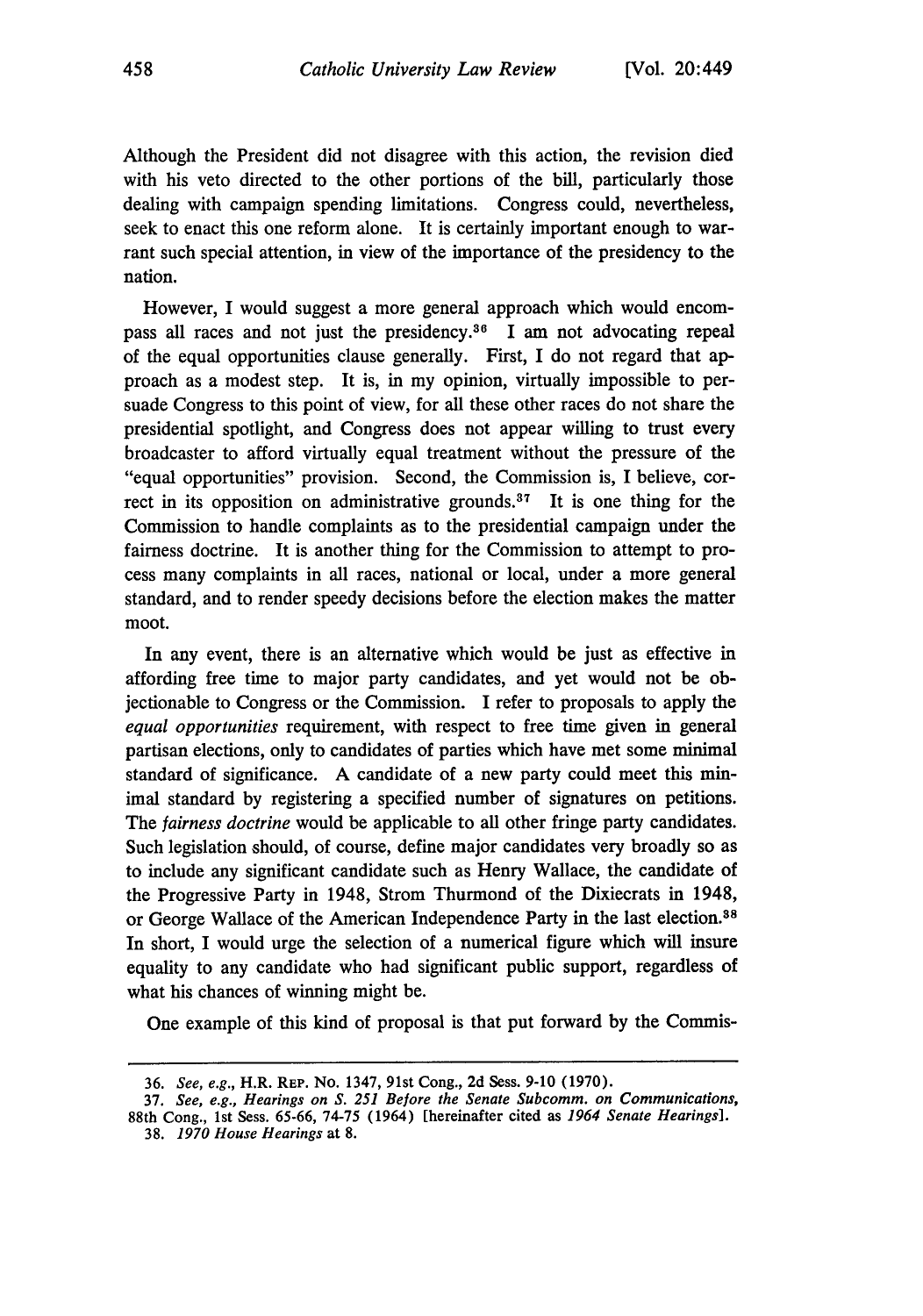Although the President did not disagree with this action, the revision died with his veto directed to the other portions of the bill, particularly those dealing with campaign spending limitations. Congress could, nevertheless, seek to enact this one reform alone. It is certainly important enough to warrant such special attention, in view of the importance of the presidency to the nation.

However, I would suggest a more general approach which would encompass all races and not just the presidency.[36] I am not advocating repeal of the equal opportunities clause generally. First, I do not regard that approach as a modest step. It is, in my opinion, virtually impossible to persuade Congress to this point of view, for all these other races do not share the presidential spotlight, and Congress does not appear willing to trust every broadcaster to afford virtually equal treatment without the pressure of the "equal opportunities" provision. Second, the Commission is, I believe, correct in its opposition on administrative grounds.[37] It is one thing for the Commission to handle complaints as to the presidential campaign under the fairness doctrine. It is another thing for the Commission to attempt to process many complaints in all races, national or local, under a more general standard, and to render speedy decisions before the election makes the matter moot.

In any event, there is an alternative which would be just as effective in affording free time to major party candidates, and yet would not be objectionable to Congress or the Commission. I refer to proposals to apply the *equal opportunities* requirement, with respect to free time given in general partisan elections, only to candidates of parties which have met some minimal standard of significance. A candidate of a new party could meet this minimal standard by registering a specified number of signatures on petitions. The *fairness doctrine* would be applicable to all other fringe party candidates. Such legislation should, of course, define major candidates very broadly so as to include any significant candidate such as Henry Wallace, the candidate of the Progressive Party in 1948, Strom Thurmond of the Dixiecrats in 1948, or George Wallace of the American Independence Party in the last election.[38] In short, I would urge the selection of a numerical figure which will insure equality to any candidate who had significant public support, regardless of what his chances of winning might be.

One example of this kind of proposal is that put forward by the Commis-

---

36. *See, e.g.*, H.R. REP. No. 1347, 91st Cong., 2d Sess. 9-10 (1970).

37. *See, e.g.*, *Hearings on S. 251 Before the Senate Subcomm. on Communications*, 88th Cong., 1st Sess. 65-66, 74-75 (1964) [hereinafter cited as *1964 Senate Hearings*].

38. *1970 House Hearings* at 8.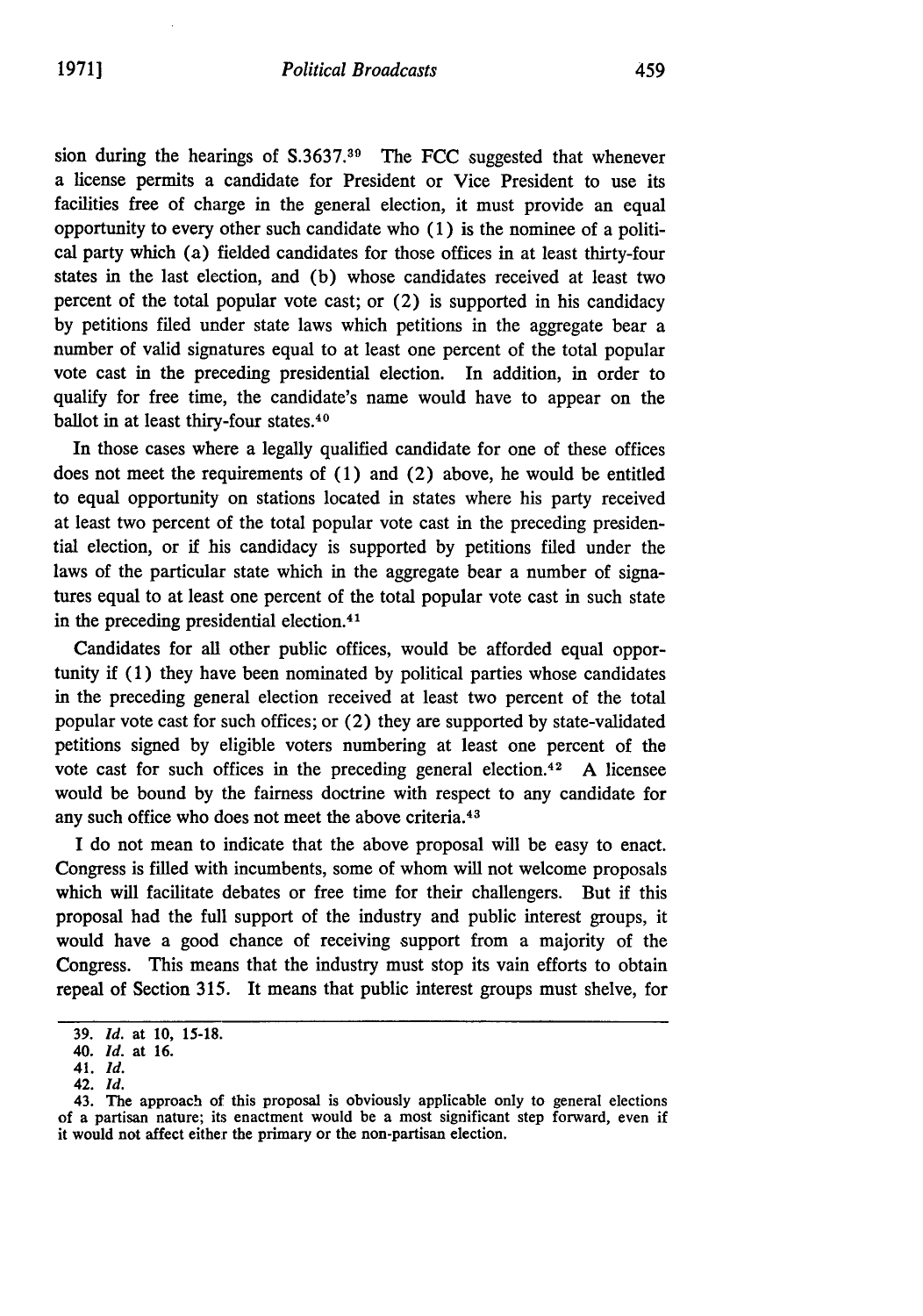sion during the hearings of S.3637.[39] The FCC suggested that whenever a license permits a candidate for President or Vice President to use its facilities free of charge in the general election, it must provide an equal opportunity to every other such candidate who (1) is the nominee of a political party which (a) fielded candidates for those offices in at least thirty-four states in the last election, and (b) whose candidates received at least two percent of the total popular vote cast; or (2) is supported in his candidacy by petitions filed under state laws which petitions in the aggregate bear a number of valid signatures equal to at least one percent of the total popular vote cast in the preceding presidential election. In addition, in order to qualify for free time, the candidate's name would have to appear on the ballot in at least thiry-four states.[40]

In those cases where a legally qualified candidate for one of these offices does not meet the requirements of (1) and (2) above, he would be entitled to equal opportunity on stations located in states where his party received at least two percent of the total popular vote cast in the preceding presidential election, or if his candidacy is supported by petitions filed under the laws of the particular state which in the aggregate bear a number of signatures equal to at least one percent of the total popular vote cast in such state in the preceding presidential election.[41]

Candidates for all other public offices, would be afforded equal opportunity if (1) they have been nominated by political parties whose candidates in the preceding general election received at least two percent of the total popular vote cast for such offices; or (2) they are supported by state-validated petitions signed by eligible voters numbering at least one percent of the vote cast for such offices in the preceding general election.[42] A licensee would be bound by the fairness doctrine with respect to any candidate for any such office who does not meet the above criteria.[43]

I do not mean to indicate that the above proposal will be easy to enact. Congress is filled with incumbents, some of whom will not welcome proposals which will facilitate debates or free time for their challengers. But if this proposal had the full support of the industry and public interest groups, it would have a good chance of receiving support from a majority of the Congress. This means that the industry must stop its vain efforts to obtain repeal of Section 315. It means that public interest groups must shelve, for

---

39. *Id.* at 10, 15-18.

40. *Id.* at 16.

41. *Id.*

42. *Id.*

43. The approach of this proposal is obviously applicable only to general elections of a partisan nature; its enactment would be a most significant step forward, even if it would not affect either the primary or the non-partisan election.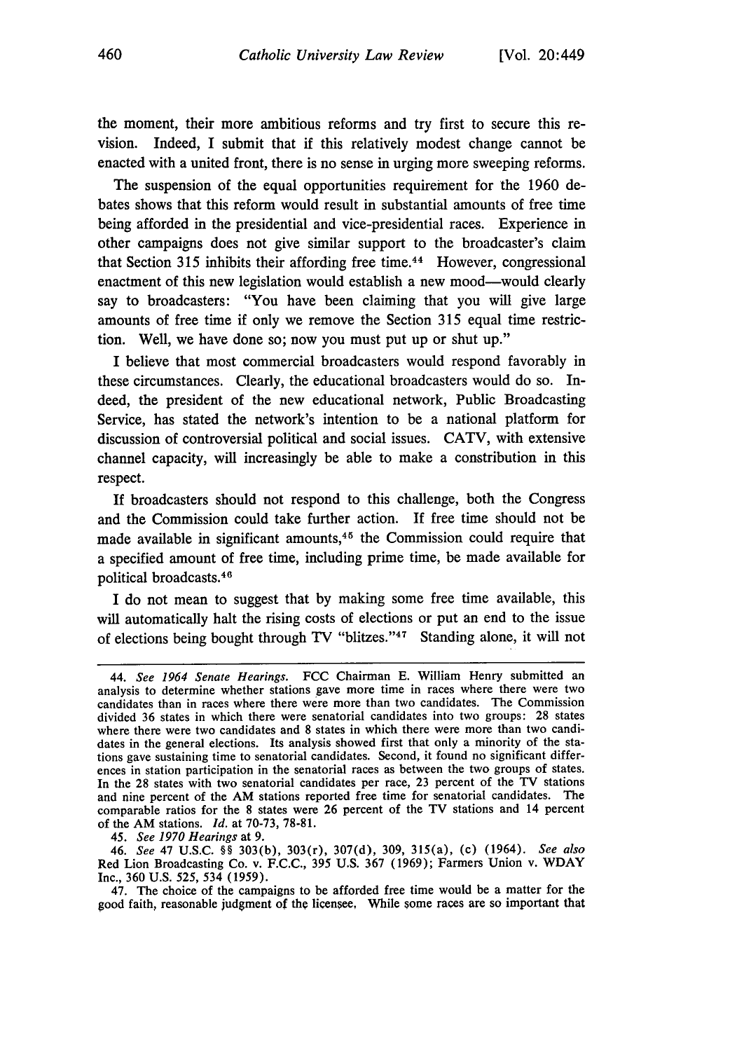the moment, their more ambitious reforms and try first to secure this revision. Indeed, I submit that if this relatively modest change cannot be enacted with a united front, there is no sense in urging more sweeping reforms.

The suspension of the equal opportunities requirement for the 1960 debates shows that this reform would result in substantial amounts of free time being afforded in the presidential and vice-presidential races. Experience in other campaigns does not give similar support to the broadcaster's claim that Section 315 inhibits their affording free time.[44] However, congressional enactment of this new legislation would establish a new mood—would clearly say to broadcasters: "You have been claiming that you will give large amounts of free time if only we remove the Section 315 equal time restriction. Well, we have done so; now you must put up or shut up."

I believe that most commercial broadcasters would respond favorably in these circumstances. Clearly, the educational broadcasters would do so. Indeed, the president of the new educational network, Public Broadcasting Service, has stated the network's intention to be a national platform for discussion of controversial political and social issues. CATV, with extensive channel capacity, will increasingly be able to make a constribution in this respect.

If broadcasters should not respond to this challenge, both the Congress and the Commission could take further action. If free time should not be made available in significant amounts,[45] the Commission could require that a specified amount of free time, including prime time, be made available for political broadcasts.[46]

I do not mean to suggest that by making some free time available, this will automatically halt the rising costs of elections or put an end to the issue of elections being bought through TV "blitzes."[47] Standing alone, it will not

---

44. *See 1964 Senate Hearings*. FCC Chairman E. William Henry submitted an analysis to determine whether stations gave more time in races where there were two candidates than in races where there were more than two candidates. The Commission divided 36 states in which there were senatorial candidates into two groups: 28 states where there were two candidates and 8 states in which there were more than two candidates in the general elections. Its analysis showed first that only a minority of the stations gave sustaining time to senatorial candidates. Second, it found no significant differences in station participation in the senatorial races as between the two groups of states. In the 28 states with two senatorial candidates per race, 23 percent of the TV stations and nine percent of the AM stations reported free time for senatorial candidates. The comparable ratios for the 8 states were 26 percent of the TV stations and 14 percent of the AM stations. *Id.* at 70-73, 78-81.

45. *See 1970 Hearings* at 9.

46. *See* 47 U.S.C. §§ 303(b), 303(r), 307(d), 309, 315(a), (c) (1964). *See also* Red Lion Broadcasting Co. v. F.C.C., 395 U.S. 367 (1969); Farmers Union v. WDAY Inc., 360 U.S. 525, 534 (1959).

47. The choice of the campaigns to be afforded free time would be a matter for the good faith, reasonable judgment of the licensee. While some races are so important that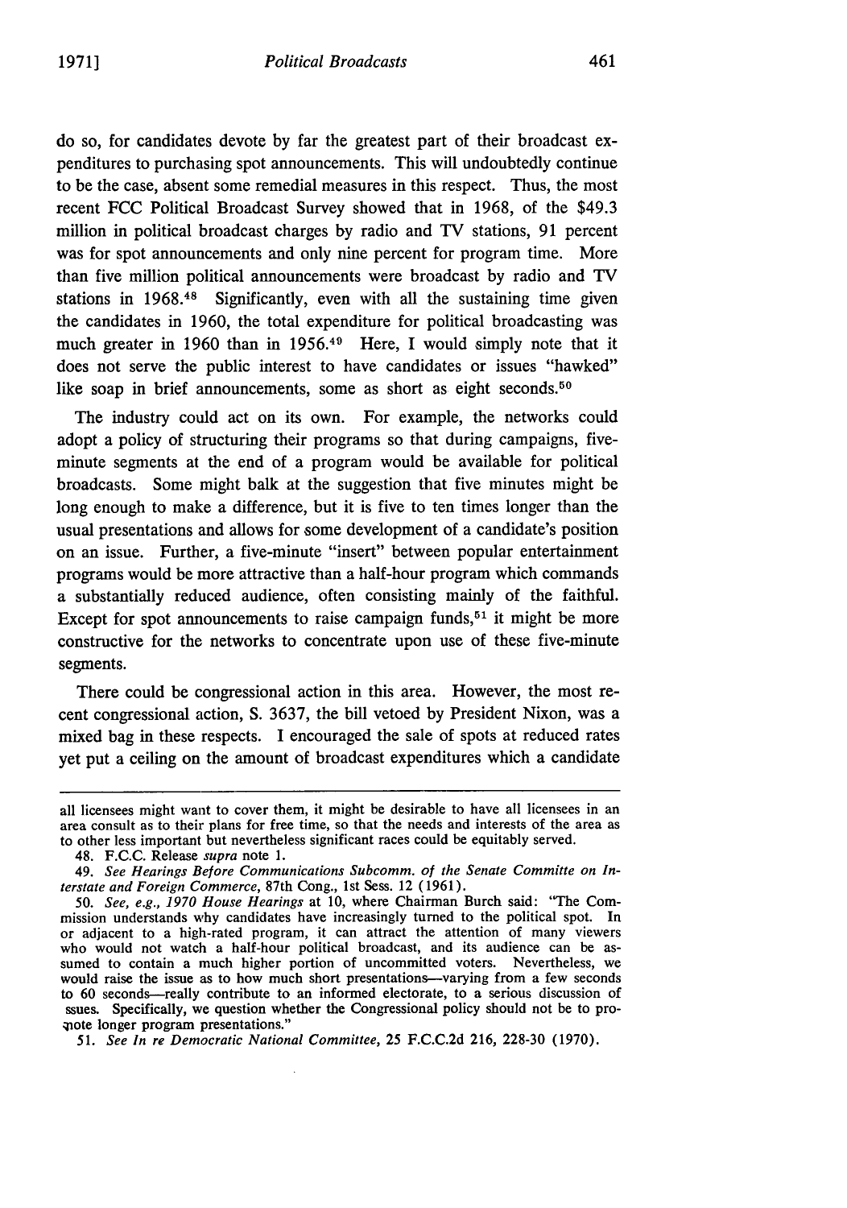do so, for candidates devote by far the greatest part of their broadcast expenditures to purchasing spot announcements. This will undoubtedly continue to be the case, absent some remedial measures in this respect. Thus, the most recent FCC Political Broadcast Survey showed that in 1968, of the $49.3 million in political broadcast charges by radio and TV stations, 91 percent was for spot announcements and only nine percent for program time. More than five million political announcements were broadcast by radio and TV stations in 1968.[48] Significantly, even with all the sustaining time given the candidates in 1960, the total expenditure for political broadcasting was much greater in 1960 than in 1956.[49] Here, I would simply note that it does not serve the public interest to have candidates or issues "hawked" like soap in brief announcements, some as short as eight seconds.[50]

The industry could act on its own. For example, the networks could adopt a policy of structuring their programs so that during campaigns, five-minute segments at the end of a program would be available for political broadcasts. Some might balk at the suggestion that five minutes might be long enough to make a difference, but it is five to ten times longer than the usual presentations and allows for some development of a candidate's position on an issue. Further, a five-minute "insert" between popular entertainment programs would be more attractive than a half-hour program which commands a substantially reduced audience, often consisting mainly of the faithful. Except for spot announcements to raise campaign funds,[51] it might be more constructive for the networks to concentrate upon use of these five-minute segments.

There could be congressional action in this area. However, the most recent congressional action, S. 3637, the bill vetoed by President Nixon, was a mixed bag in these respects. I encouraged the sale of spots at reduced rates yet put a ceiling on the amount of broadcast expenditures which a candidate

---

all licensees might want to cover them, it might be desirable to have all licensees in an area consult as to their plans for free time, so that the needs and interests of the area as to other less important but nevertheless significant races could be equitably served.

48. F.C.C. Release *supra* note 1.

49. *See Hearings Before Communications Subcomm. of the Senate Committee on Interstate and Foreign Commerce*, 87th Cong., 1st Sess. 12 (1961).

50. *See, e.g., 1970 House Hearings* at 10, where Chairman Burch said: "The Commission understands why candidates have increasingly turned to the political spot. In or adjacent to a high-rated program, it can attract the attention of many viewers who would not watch a half-hour political broadcast, and its audience can be assumed to contain a much higher portion of uncommitted voters. Nevertheless, we would raise the issue as to how much short presentations—varying from a few seconds to 60 seconds—really contribute to an informed electorate, to a serious discussion of ssues. Specifically, we question whether the Congressional policy should not be to promote longer program presentations."

51. *See In re Democratic National Committee*, 25 F.C.C.2d 216, 228-30 (1970).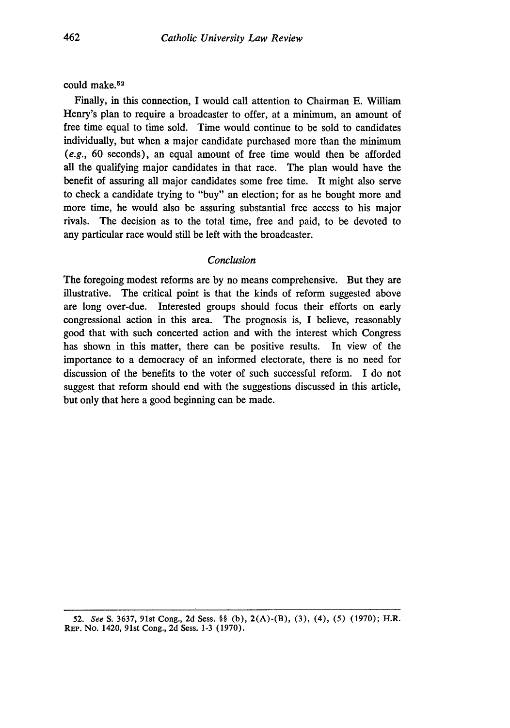could make.[52]

Finally, in this connection, I would call attention to Chairman E. William Henry's plan to require a broadcaster to offer, at a minimum, an amount of free time equal to time sold. Time would continue to be sold to candidates individually, but when a major candidate purchased more than the minimum (*e.g.*, 60 seconds), an equal amount of free time would then be afforded all the qualifying major candidates in that race. The plan would have the benefit of assuring all major candidates some free time. It might also serve to check a candidate trying to "buy" an election; for as he bought more and more time, he would also be assuring substantial free access to his major rivals. The decision as to the total time, free and paid, to be devoted to any particular race would still be left with the broadcaster.

### *Conclusion*

The foregoing modest reforms are by no means comprehensive. But they are illustrative. The critical point is that the kinds of reform suggested above are long over-due. Interested groups should focus their efforts on early congressional action in this area. The prognosis is, I believe, reasonably good that with such concerted action and with the interest which Congress has shown in this matter, there can be positive results. In view of the importance to a democracy of an informed electorate, there is no need for discussion of the benefits to the voter of such successful reform. I do not suggest that reform should end with the suggestions discussed in this article, but only that here a good beginning can be made.

---

52. *See* S. 3637, 91st Cong., 2d Sess. §§ (b), 2(A)-(B), (3), (4), (5) (1970); H.R. REP. No. 1420, 91st Cong., 2d Sess. 1-3 (1970).